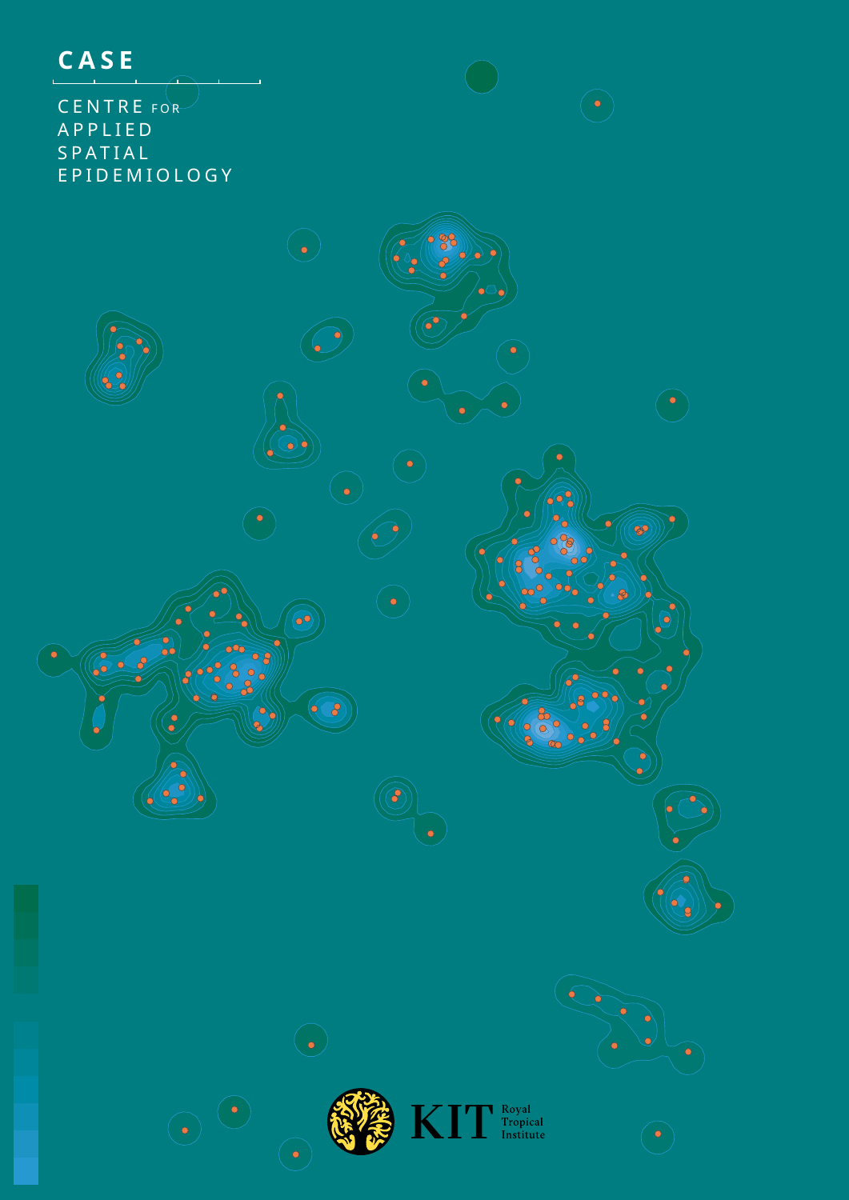# CASE

CENTRE FOR
APPLIED
SPATIAL
EPIDEMIOLOGY

KIT Royal Tropical Institute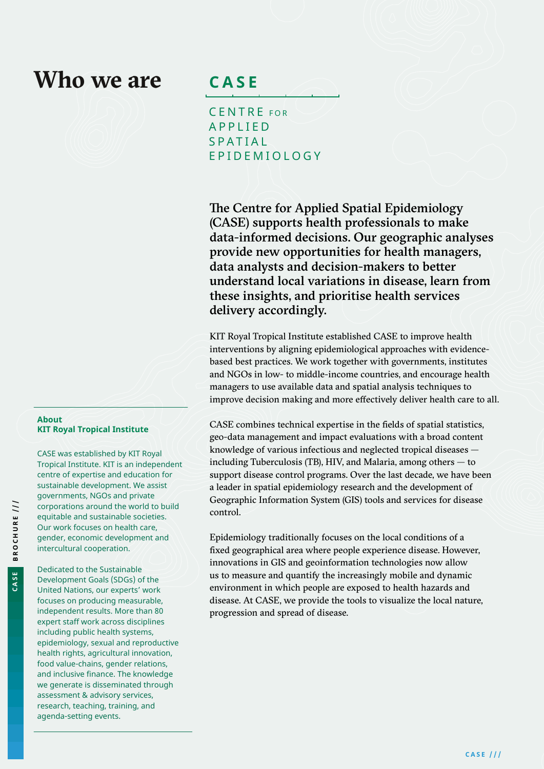# Who we are

## CASE

CENTRE FOR
APPLIED
SPATIAL
EPIDEMIOLOGY

**The Centre for Applied Spatial Epidemiology (CASE) supports health professionals to make data-informed decisions. Our geographic analyses provide new opportunities for health managers, data analysts and decision-makers to better understand local variations in disease, learn from these insights, and prioritise health services delivery accordingly.**

KIT Royal Tropical Institute established CASE to improve health interventions by aligning epidemiological approaches with evidence-based best practices. We work together with governments, institutes and NGOs in low- to middle-income countries, and encourage health managers to use available data and spatial analysis techniques to improve decision making and more effectively deliver health care to all.

CASE combines technical expertise in the fields of spatial statistics, geo-data management and impact evaluations with a broad content knowledge of various infectious and neglected tropical diseases — including Tuberculosis (TB), HIV, and Malaria, among others — to support disease control programs. Over the last decade, we have been a leader in spatial epidemiology research and the development of Geographic Information System (GIS) tools and services for disease control.

Epidemiology traditionally focuses on the local conditions of a fixed geographical area where people experience disease. However, innovations in GIS and geoinformation technologies now allow us to measure and quantify the increasingly mobile and dynamic environment in which people are exposed to health hazards and disease. At CASE, we provide the tools to visualize the local nature, progression and spread of disease.

### About KIT Royal Tropical Institute

CASE was established by KIT Royal Tropical Institute. KIT is an independent centre of expertise and education for sustainable development. We assist governments, NGOs and private corporations around the world to build equitable and sustainable societies. Our work focuses on health care, gender, economic development and intercultural cooperation.

Dedicated to the Sustainable Development Goals (SDGs) of the United Nations, our experts' work focuses on producing measurable, independent results. More than 80 expert staff work across disciplines including public health systems, epidemiology, sexual and reproductive health rights, agricultural innovation, food value-chains, gender relations, and inclusive finance. The knowledge we generate is disseminated through assessment & advisory services, research, teaching, training, and agenda-setting events.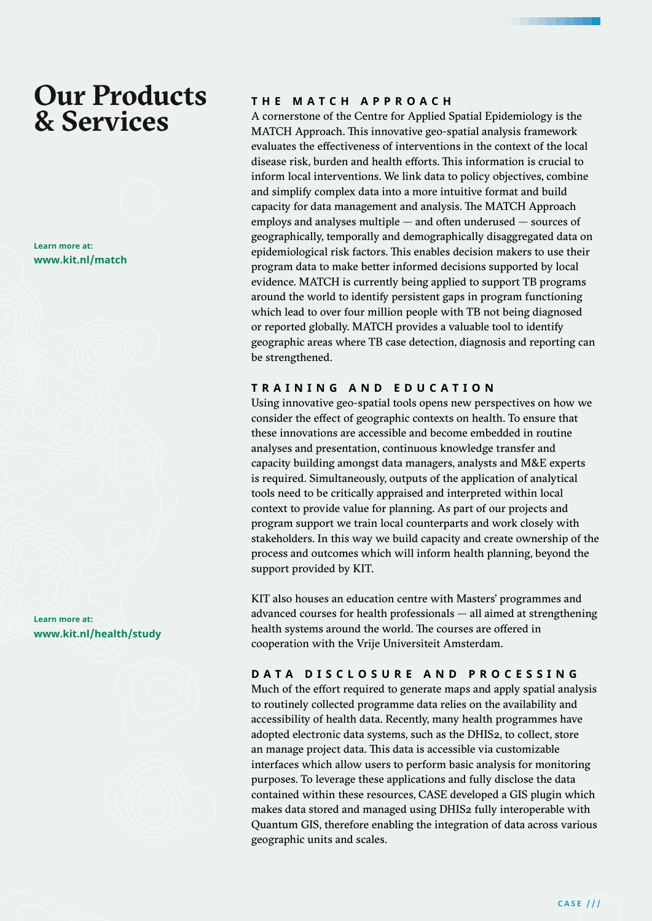# Our Products & Services

Learn more at:
**www.kit.nl/match**

### THE MATCH APPROACH

A cornerstone of the Centre for Applied Spatial Epidemiology is the MATCH Approach. This innovative geo-spatial analysis framework evaluates the effectiveness of interventions in the context of the local disease risk, burden and health efforts. This information is crucial to inform local interventions. We link data to policy objectives, combine and simplify complex data into a more intuitive format and build capacity for data management and analysis. The MATCH Approach employs and analyses multiple — and often underused — sources of geographically, temporally and demographically disaggregated data on epidemiological risk factors. This enables decision makers to use their program data to make better informed decisions supported by local evidence. MATCH is currently being applied to support TB programs around the world to identify persistent gaps in program functioning which lead to over four million people with TB not being diagnosed or reported globally. MATCH provides a valuable tool to identify geographic areas where TB case detection, diagnosis and reporting can be strengthened.

### TRAINING AND EDUCATION

Using innovative geo-spatial tools opens new perspectives on how we consider the effect of geographic contexts on health. To ensure that these innovations are accessible and become embedded in routine analyses and presentation, continuous knowledge transfer and capacity building amongst data managers, analysts and M&E experts is required. Simultaneously, outputs of the application of analytical tools need to be critically appraised and interpreted within local context to provide value for planning. As part of our projects and program support we train local counterparts and work closely with stakeholders. In this way we build capacity and create ownership of the process and outcomes which will inform health planning, beyond the support provided by KIT.

Learn more at:
**www.kit.nl/health/study**

KIT also houses an education centre with Masters' programmes and advanced courses for health professionals — all aimed at strengthening health systems around the world. The courses are offered in cooperation with the Vrije Universiteit Amsterdam.

### DATA DISCLOSURE AND PROCESSING

Much of the effort required to generate maps and apply spatial analysis to routinely collected programme data relies on the availability and accessibility of health data. Recently, many health programmes have adopted electronic data systems, such as the DHIS2, to collect, store an manage project data. This data is accessible via customizable interfaces which allow users to perform basic analysis for monitoring purposes. To leverage these applications and fully disclose the data contained within these resources, CASE developed a GIS plugin which makes data stored and managed using DHIS2 fully interoperable with Quantum GIS, therefore enabling the integration of data across various geographic units and scales.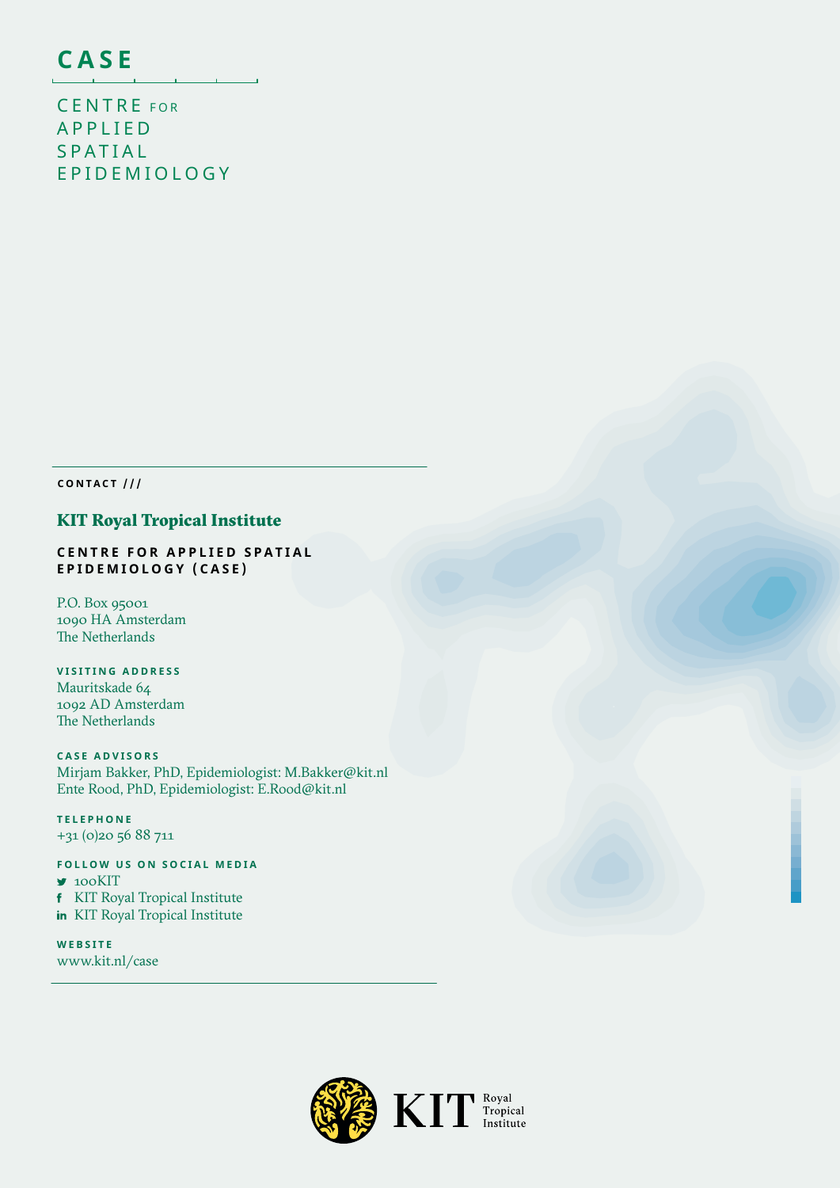# CASE

CENTRE FOR
APPLIED
SPATIAL
EPIDEMIOLOGY

**CONTACT ///**

## KIT Royal Tropical Institute

**CENTRE FOR APPLIED SPATIAL EPIDEMIOLOGY (CASE)**

P.O. Box 95001
1090 HA Amsterdam
The Netherlands

**VISITING ADDRESS**
Mauritskade 64
1092 AD Amsterdam
The Netherlands

**CASE ADVISORS**
Mirjam Bakker, PhD, Epidemiologist: M.Bakker@kit.nl
Ente Rood, PhD, Epidemiologist: E.Rood@kit.nl

**TELEPHONE**
+31 (0)20 56 88 711

**FOLLOW US ON SOCIAL MEDIA**
- 100KIT
- KIT Royal Tropical Institute
- KIT Royal Tropical Institute

**WEBSITE**
www.kit.nl/case

KIT Royal Tropical Institute